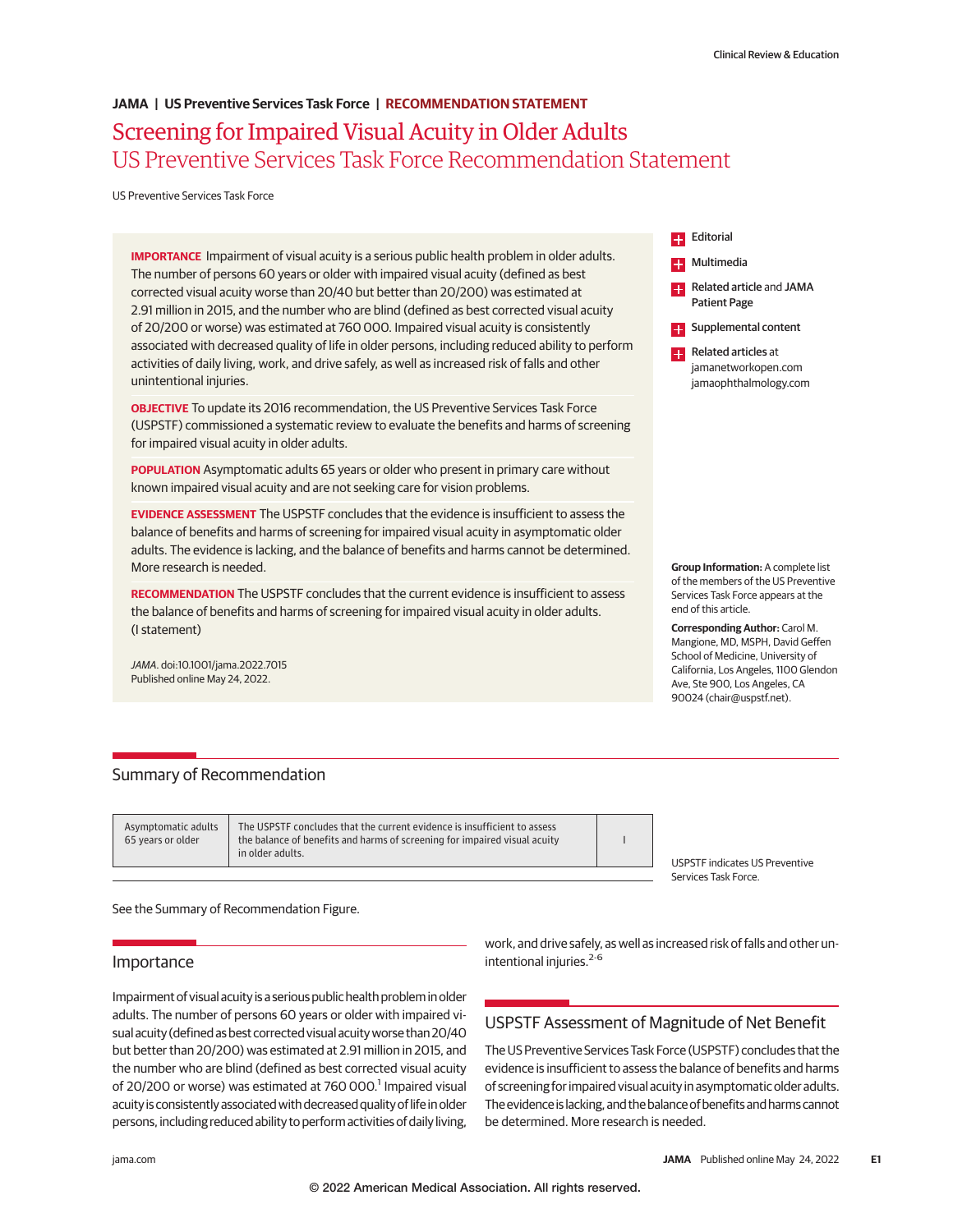JAMA | US Preventive Services Task Force | RECOMMENDATION STATEMENT

# Screening for Impaired Visual Acuity in Older Adults
## US Preventive Services Task Force Recommendation Statement

US Preventive Services Task Force

**IMPORTANCE** Impairment of visual acuity is a serious public health problem in older adults. The number of persons 60 years or older with impaired visual acuity (defined as best corrected visual acuity worse than 20/40 but better than 20/200) was estimated at 2.91 million in 2015, and the number who are blind (defined as best corrected visual acuity of 20/200 or worse) was estimated at 760 000. Impaired visual acuity is consistently associated with decreased quality of life in older persons, including reduced ability to perform activities of daily living, work, and drive safely, as well as increased risk of falls and other unintentional injuries.

**OBJECTIVE** To update its 2016 recommendation, the US Preventive Services Task Force (USPSTF) commissioned a systematic review to evaluate the benefits and harms of screening for impaired visual acuity in older adults.

**POPULATION** Asymptomatic adults 65 years or older who present in primary care without known impaired visual acuity and are not seeking care for vision problems.

**EVIDENCE ASSESSMENT** The USPSTF concludes that the evidence is insufficient to assess the balance of benefits and harms of screening for impaired visual acuity in asymptomatic older adults. The evidence is lacking, and the balance of benefits and harms cannot be determined. More research is needed.

**RECOMMENDATION** The USPSTF concludes that the current evidence is insufficient to assess the balance of benefits and harms of screening for impaired visual acuity in older adults. (I statement)

*JAMA*. doi:10.1001/jama.2022.7015
Published online May 24, 2022.

Editorial

Multimedia

Related article and JAMA Patient Page

Supplemental content

Related articles at jamanetworkopen.com jamaophthalmology.com

**Group Information:** A complete list of the members of the US Preventive Services Task Force appears at the end of this article.

**Corresponding Author:** Carol M. Mangione, MD, MSPH, David Geffen School of Medicine, University of California, Los Angeles, 1100 Glendon Ave, Ste 900, Los Angeles, CA 90024 (chair@uspstf.net).

## Summary of Recommendation

| | | |
|---|---|---|
| Asymptomatic adults 65 years or older | The USPSTF concludes that the current evidence is insufficient to assess the balance of benefits and harms of screening for impaired visual acuity in older adults. | I |

USPSTF indicates US Preventive Services Task Force.

See the Summary of Recommendation Figure.

## Importance

Impairment of visual acuity is a serious public health problem in older adults. The number of persons 60 years or older with impaired visual acuity (defined as best corrected visual acuity worse than 20/40 but better than 20/200) was estimated at 2.91 million in 2015, and the number who are blind (defined as best corrected visual acuity of 20/200 or worse) was estimated at 760 000.[1] Impaired visual acuity is consistently associated with decreased quality of life in older persons, including reduced ability to perform activities of daily living, work, and drive safely, as well as increased risk of falls and other unintentional injuries.[2-6]

## USPSTF Assessment of Magnitude of Net Benefit

The US Preventive Services Task Force (USPSTF) concludes that the evidence is insufficient to assess the balance of benefits and harms of screening for impaired visual acuity in asymptomatic older adults. The evidence is lacking, and the balance of benefits and harms cannot be determined. More research is needed.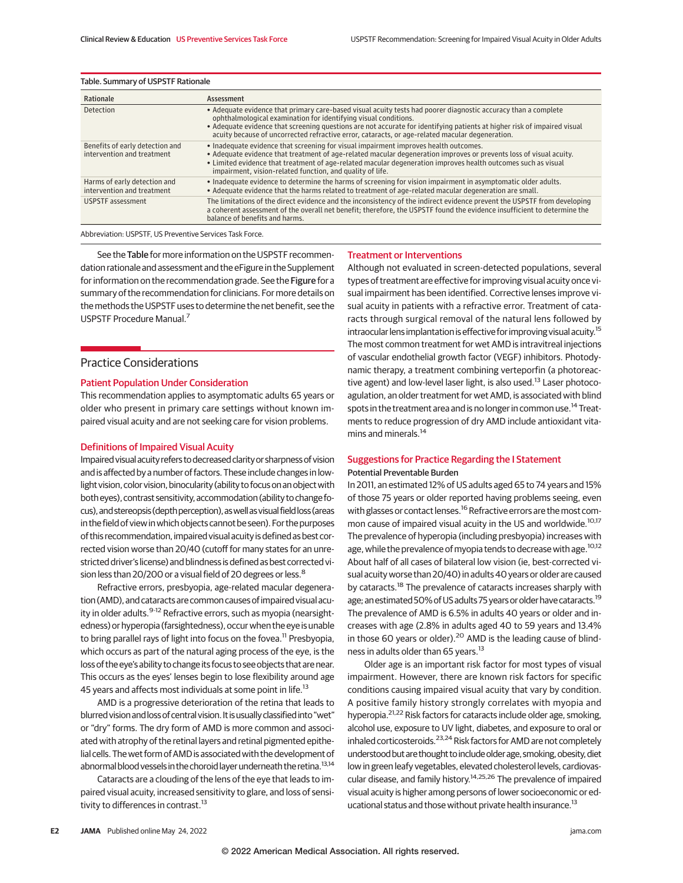Table. Summary of USPSTF Rationale

| Rationale | Assessment |
|---|---|
| Detection | • Adequate evidence that primary care-based visual acuity tests had poorer diagnostic accuracy than a complete ophthalmological examination for identifying visual conditions.<br>• Adequate evidence that screening questions are not accurate for identifying patients at higher risk of impaired visual acuity because of uncorrected refractive error, cataracts, or age-related macular degeneration. |
| Benefits of early detection and intervention and treatment | • Inadequate evidence that screening for visual impairment improves health outcomes.<br>• Adequate evidence that treatment of age-related macular degeneration improves or prevents loss of visual acuity.<br>• Limited evidence that treatment of age-related macular degeneration improves health outcomes such as visual impairment, vision-related function, and quality of life. |
| Harms of early detection and intervention and treatment | • Inadequate evidence to determine the harms of screening for vision impairment in asymptomatic older adults.<br>• Adequate evidence that the harms related to treatment of age-related macular degeneration are small. |
| USPSTF assessment | The limitations of the direct evidence and the inconsistency of the indirect evidence prevent the USPSTF from developing a coherent assessment of the overall net benefit; therefore, the USPSTF found the evidence insufficient to determine the balance of benefits and harms. |

Abbreviation: USPSTF, US Preventive Services Task Force.

See the **Table** for more information on the USPSTF recommendation rationale and assessment and the eFigure in the Supplement for information on the recommendation grade. See the **Figure** for a summary of the recommendation for clinicians. For more details on the methods the USPSTF uses to determine the net benefit, see the USPSTF Procedure Manual.[7]

## Practice Considerations

### Patient Population Under Consideration

This recommendation applies to asymptomatic adults 65 years or older who present in primary care settings without known impaired visual acuity and are not seeking care for vision problems.

### Definitions of Impaired Visual Acuity

Impaired visual acuity refers to decreased clarity or sharpness of vision and is affected by a number of factors. These include changes in low-light vision, color vision, binocularity (ability to focus on an object with both eyes), contrast sensitivity, accommodation (ability to change focus), and stereopsis (depth perception), as well as visual field loss (areas in the field of view in which objects cannot be seen). For the purposes of this recommendation, impaired visual acuity is defined as best corrected vision worse than 20/40 (cutoff for many states for an unrestricted driver's license) and blindness is defined as best corrected vision less than 20/200 or a visual field of 20 degrees or less.[8]

Refractive errors, presbyopia, age-related macular degeneration (AMD), and cataracts are common causes of impaired visual acuity in older adults.[9-12] Refractive errors, such as myopia (nearsightedness) or hyperopia (farsightedness), occur when the eye is unable to bring parallel rays of light into focus on the fovea.[11] Presbyopia, which occurs as part of the natural aging process of the eye, is the loss of the eye's ability to change its focus to see objects that are near. This occurs as the eyes' lenses begin to lose flexibility around age 45 years and affects most individuals at some point in life.[13]

AMD is a progressive deterioration of the retina that leads to blurred vision and loss of central vision. It is usually classified into "wet" or "dry" forms. The dry form of AMD is more common and associated with atrophy of the retinal layers and retinal pigmented epithelial cells. The wet form of AMD is associated with the development of abnormal blood vessels in the choroid layer underneath the retina.[13,14]

Cataracts are a clouding of the lens of the eye that leads to impaired visual acuity, increased sensitivity to glare, and loss of sensitivity to differences in contrast.[13]

### Treatment or Interventions

Although not evaluated in screen-detected populations, several types of treatment are effective for improving visual acuity once visual impairment has been identified. Corrective lenses improve visual acuity in patients with a refractive error. Treatment of cataracts through surgical removal of the natural lens followed by intraocular lens implantation is effective for improving visual acuity.[15] The most common treatment for wet AMD is intravitreal injections of vascular endothelial growth factor (VEGF) inhibitors. Photodynamic therapy, a treatment combining verteporfin (a photoreactive agent) and low-level laser light, is also used.[13] Laser photocoagulation, an older treatment for wet AMD, is associated with blind spots in the treatment area and is no longer in common use.[14] Treatments to reduce progression of dry AMD include antioxidant vitamins and minerals.[14]

### Suggestions for Practice Regarding the I Statement

#### Potential Preventable Burden

In 2011, an estimated 12% of US adults aged 65 to 74 years and 15% of those 75 years or older reported having problems seeing, even with glasses or contact lenses.[16] Refractive errors are the most common cause of impaired visual acuity in the US and worldwide.[10,17] The prevalence of hyperopia (including presbyopia) increases with age, while the prevalence of myopia tends to decrease with age.[10,12] About half of all cases of bilateral low vision (ie, best-corrected visual acuity worse than 20/40) in adults 40 years or older are caused by cataracts.[18] The prevalence of cataracts increases sharply with age; an estimated 50% of US adults 75 years or older have cataracts.[19] The prevalence of AMD is 6.5% in adults 40 years or older and increases with age (2.8% in adults aged 40 to 59 years and 13.4% in those 60 years or older).[20] AMD is the leading cause of blindness in adults older than 65 years.[13]

Older age is an important risk factor for most types of visual impairment. However, there are known risk factors for specific conditions causing impaired visual acuity that vary by condition. A positive family history strongly correlates with myopia and hyperopia.[21,22] Risk factors for cataracts include older age, smoking, alcohol use, exposure to UV light, diabetes, and exposure to oral or inhaled corticosteroids.[23,24] Risk factors for AMD are not completely understood but are thought to include older age, smoking, obesity, diet low in green leafy vegetables, elevated cholesterol levels, cardiovascular disease, and family history.[14,25,26] The prevalence of impaired visual acuity is higher among persons of lower socioeconomic or educational status and those without private health insurance.[13]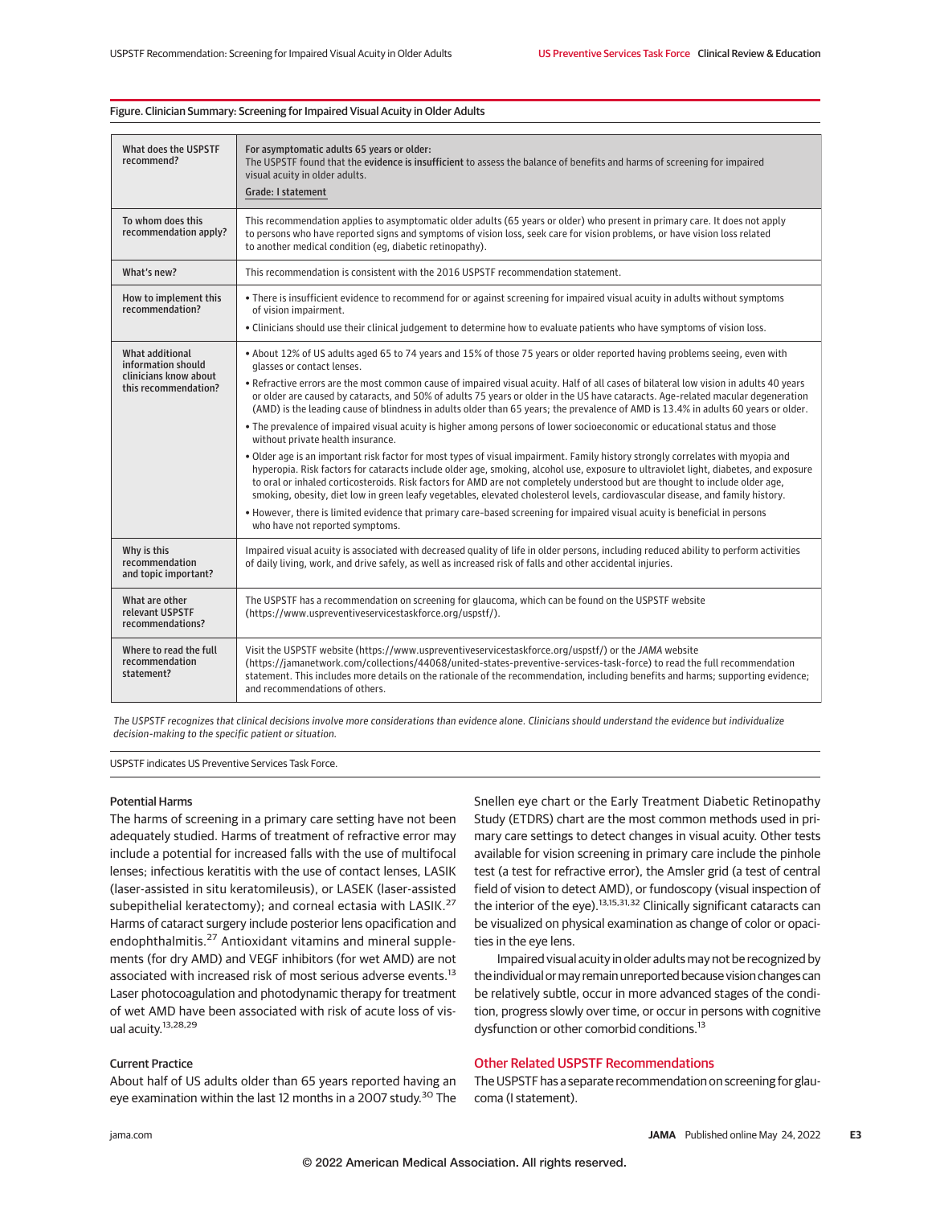Figure. Clinician Summary: Screening for Impaired Visual Acuity in Older Adults

| | |
|---|---|
| What does the USPSTF recommend? | **For asymptomatic adults 65 years or older:** The USPSTF found that the **evidence is insufficient** to assess the balance of benefits and harms of screening for impaired visual acuity in older adults. **Grade: I statement** |
| To whom does this recommendation apply? | This recommendation applies to asymptomatic older adults (65 years or older) who present in primary care. It does not apply to persons who have reported signs and symptoms of vision loss, seek care for vision problems, or have vision loss related to another medical condition (eg, diabetic retinopathy). |
| What's new? | This recommendation is consistent with the 2016 USPSTF recommendation statement. |
| How to implement this recommendation? | • There is insufficient evidence to recommend for or against screening for impaired visual acuity in adults without symptoms of vision impairment. • Clinicians should use their clinical judgement to determine how to evaluate patients who have symptoms of vision loss. |
| What additional information should clinicians know about this recommendation? | • About 12% of US adults aged 65 to 74 years and 15% of those 75 years or older reported having problems seeing, even with glasses or contact lenses. • Refractive errors are the most common cause of impaired visual acuity. Half of all cases of bilateral low vision in adults 40 years or older are caused by cataracts, and 50% of adults 75 years or older in the US have cataracts. Age-related macular degeneration (AMD) is the leading cause of blindness in adults older than 65 years; the prevalence of AMD is 13.4% in adults 60 years or older. • The prevalence of impaired visual acuity is higher among persons of lower socioeconomic or educational status and those without private health insurance. • Older age is an important risk factor for most types of visual impairment. Family history strongly correlates with myopia and hyperopia. Risk factors for cataracts include older age, smoking, alcohol use, exposure to ultraviolet light, diabetes, and exposure to oral or inhaled corticosteroids. Risk factors for AMD are not completely understood but are thought to include older age, smoking, obesity, diet low in green leafy vegetables, elevated cholesterol levels, cardiovascular disease, and family history. • However, there is limited evidence that primary care–based screening for impaired visual acuity is beneficial in persons who have not reported symptoms. |
| Why is this recommendation and topic important? | Impaired visual acuity is associated with decreased quality of life in older persons, including reduced ability to perform activities of daily living, work, and drive safely, as well as increased risk of falls and other accidental injuries. |
| What are other relevant USPSTF recommendations? | The USPSTF has a recommendation on screening for glaucoma, which can be found on the USPSTF website (https://www.uspreventiveservicestaskforce.org/uspstf/). |
| Where to read the full recommendation statement? | Visit the USPSTF website (https://www.uspreventiveservicestaskforce.org/uspstf/) or the *JAMA* website (https://jamanetwork.com/collections/44068/united-states-preventive-services-task-force) to read the full recommendation statement. This includes more details on the rationale of the recommendation, including benefits and harms; supporting evidence; and recommendations of others. |

*The USPSTF recognizes that clinical decisions involve more considerations than evidence alone. Clinicians should understand the evidence but individualize decision-making to the specific patient or situation.*

USPSTF indicates US Preventive Services Task Force.

### Potential Harms

The harms of screening in a primary care setting have not been adequately studied. Harms of treatment of refractive error may include a potential for increased falls with the use of multifocal lenses; infectious keratitis with the use of contact lenses, LASIK (laser-assisted in situ keratomileusis), or LASEK (laser-assisted subepithelial keratectomy); and corneal ectasia with LASIK.[27] Harms of cataract surgery include posterior lens opacification and endophthalmitis.[27] Antioxidant vitamins and mineral supplements (for dry AMD) and VEGF inhibitors (for wet AMD) are not associated with increased risk of most serious adverse events.[13] Laser photocoagulation and photodynamic therapy for treatment of wet AMD have been associated with risk of acute loss of visual acuity.[13,28,29]

### Current Practice

About half of US adults older than 65 years reported having an eye examination within the last 12 months in a 2007 study.[30] The Snellen eye chart or the Early Treatment Diabetic Retinopathy Study (ETDRS) chart are the most common methods used in primary care settings to detect changes in visual acuity. Other tests available for vision screening in primary care include the pinhole test (a test for refractive error), the Amsler grid (a test of central field of vision to detect AMD), or fundoscopy (visual inspection of the interior of the eye).[13,15,31,32] Clinically significant cataracts can be visualized on physical examination as change of color or opacities in the eye lens.

Impaired visual acuity in older adults may not be recognized by the individual or may remain unreported because vision changes can be relatively subtle, occur in more advanced stages of the condition, progress slowly over time, or occur in persons with cognitive dysfunction or other comorbid conditions.[13]

## Other Related USPSTF Recommendations

The USPSTF has a separate recommendation on screening for glaucoma (I statement).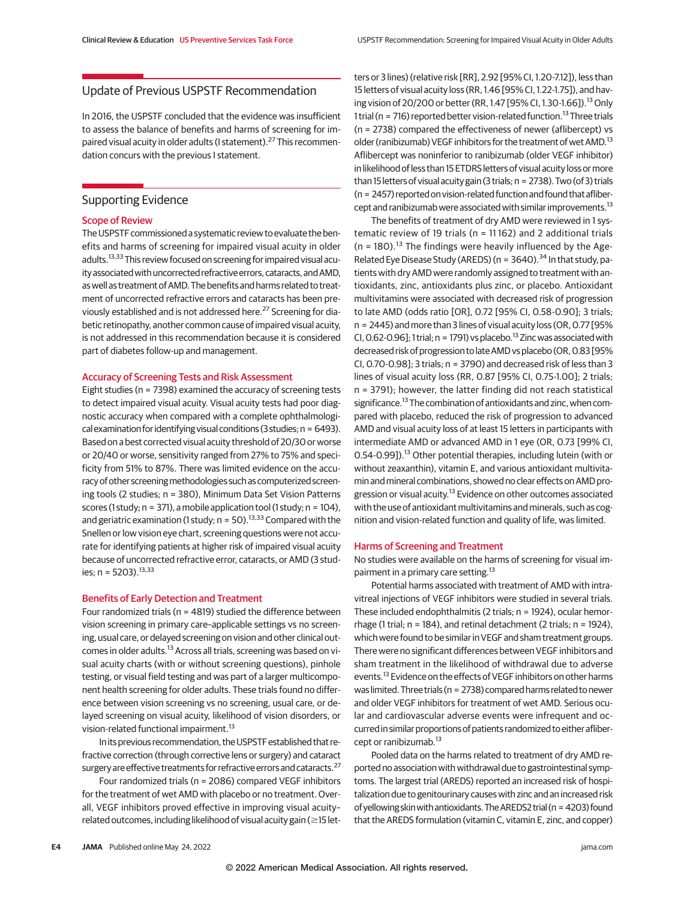## Update of Previous USPSTF Recommendation

In 2016, the USPSTF concluded that the evidence was insufficient to assess the balance of benefits and harms of screening for impaired visual acuity in older adults (I statement).[27] This recommendation concurs with the previous I statement.

## Supporting Evidence

### Scope of Review

The USPSTF commissioned a systematic review to evaluate the benefits and harms of screening for impaired visual acuity in older adults.[13,33] This review focused on screening for impaired visual acuity associated with uncorrected refractive errors, cataracts, and AMD, as well as treatment of AMD. The benefits and harms related to treatment of uncorrected refractive errors and cataracts has been previously established and is not addressed here.[27] Screening for diabetic retinopathy, another common cause of impaired visual acuity, is not addressed in this recommendation because it is considered part of diabetes follow-up and management.

### Accuracy of Screening Tests and Risk Assessment

Eight studies (n = 7398) examined the accuracy of screening tests to detect impaired visual acuity. Visual acuity tests had poor diagnostic accuracy when compared with a complete ophthalmological examination for identifying visual conditions (3 studies; n = 6493). Based on a best corrected visual acuity threshold of 20/30 or worse or 20/40 or worse, sensitivity ranged from 27% to 75% and specificity from 51% to 87%. There was limited evidence on the accuracy of other screening methodologies such as computerized screening tools (2 studies; n = 380), Minimum Data Set Vision Patterns scores (1 study; n = 371), a mobile application tool (1 study; n = 104), and geriatric examination (1 study; n = 50).[13,33] Compared with the Snellen or low vision eye chart, screening questions were not accurate for identifying patients at higher risk of impaired visual acuity because of uncorrected refractive error, cataracts, or AMD (3 studies; n = 5203).[13,33]

### Benefits of Early Detection and Treatment

Four randomized trials (n = 4819) studied the difference between vision screening in primary care–applicable settings vs no screening, usual care, or delayed screening on vision and other clinical outcomes in older adults.[13] Across all trials, screening was based on visual acuity charts (with or without screening questions), pinhole testing, or visual field testing and was part of a larger multicomponent health screening for older adults. These trials found no difference between vision screening vs no screening, usual care, or delayed screening on visual acuity, likelihood of vision disorders, or vision-related functional impairment.[13]

In its previous recommendation, the USPSTF established that refractive correction (through corrective lens or surgery) and cataract surgery are effective treatments for refractive errors and cataracts.[27]

Four randomized trials (n = 2086) compared VEGF inhibitors for the treatment of wet AMD with placebo or no treatment. Overall, VEGF inhibitors proved effective in improving visual acuity–related outcomes, including likelihood of visual acuity gain (≥15 letters or 3 lines) (relative risk [RR], 2.92 [95% CI, 1.20-7.12]), less than 15 letters of visual acuity loss (RR, 1.46 [95% CI, 1.22-1.75]), and having vision of 20/200 or better (RR, 1.47 [95% CI, 1.30-1.66]).[13] Only 1 trial (n = 716) reported better vision-related function.[13] Three trials (n = 2738) compared the effectiveness of newer (aflibercept) vs older (ranibizumab) VEGF inhibitors for the treatment of wet AMD.[13] Aflibercept was noninferior to ranibizumab (older VEGF inhibitor) in likelihood of less than 15 ETDRS letters of visual acuity loss or more than 15 letters of visual acuity gain (3 trials; n = 2738). Two (of 3) trials (n = 2457) reported on vision-related function and found that aflibercept and ranibizumab were associated with similar improvements.[13]

The benefits of treatment of dry AMD were reviewed in 1 systematic review of 19 trials (n = 11 162) and 2 additional trials (n = 180).[13] The findings were heavily influenced by the Age-Related Eye Disease Study (AREDS) (n = 3640).[34] In that study, patients with dry AMD were randomly assigned to treatment with antioxidants, zinc, antioxidants plus zinc, or placebo. Antioxidant multivitamins were associated with decreased risk of progression to late AMD (odds ratio [OR], 0.72 [95% CI, 0.58-0.90]; 3 trials; n = 2445) and more than 3 lines of visual acuity loss (OR, 0.77 [95% CI, 0.62-0.96]; 1 trial; n = 1791) vs placebo.[13] Zinc was associated with decreased risk of progression to late AMD vs placebo (OR, 0.83 [95% CI, 0.70-0.98]; 3 trials; n = 3790) and decreased risk of less than 3 lines of visual acuity loss (RR, 0.87 [95% CI, 0.75-1.00]; 2 trials; n = 3791); however, the latter finding did not reach statistical significance.[13] The combination of antioxidants and zinc, when compared with placebo, reduced the risk of progression to advanced AMD and visual acuity loss of at least 15 letters in participants with intermediate AMD or advanced AMD in 1 eye (OR, 0.73 [99% CI, 0.54-0.99]).[13] Other potential therapies, including lutein (with or without zeaxanthin), vitamin E, and various antioxidant multivitamin and mineral combinations, showed no clear effects on AMD progression or visual acuity.[13] Evidence on other outcomes associated with the use of antioxidant multivitamins and minerals, such as cognition and vision-related function and quality of life, was limited.

### Harms of Screening and Treatment

No studies were available on the harms of screening for visual impairment in a primary care setting.[13]

Potential harms associated with treatment of AMD with intravitreal injections of VEGF inhibitors were studied in several trials. These included endophthalmitis (2 trials; n = 1924), ocular hemorrhage (1 trial; n = 184), and retinal detachment (2 trials; n = 1924), which were found to be similar in VEGF and sham treatment groups. There were no significant differences between VEGF inhibitors and sham treatment in the likelihood of withdrawal due to adverse events.[13] Evidence on the effects of VEGF inhibitors on other harms was limited. Three trials (n = 2738) compared harms related to newer and older VEGF inhibitors for treatment of wet AMD. Serious ocular and cardiovascular adverse events were infrequent and occurred in similar proportions of patients randomized to either aflibercept or ranibizumab.[13]

Pooled data on the harms related to treatment of dry AMD reported no association with withdrawal due to gastrointestinal symptoms. The largest trial (AREDS) reported an increased risk of hospitalization due to genitourinary causes with zinc and an increased risk of yellowing skin with antioxidants. The AREDS2 trial (n = 4203) found that the AREDS formulation (vitamin C, vitamin E, zinc, and copper)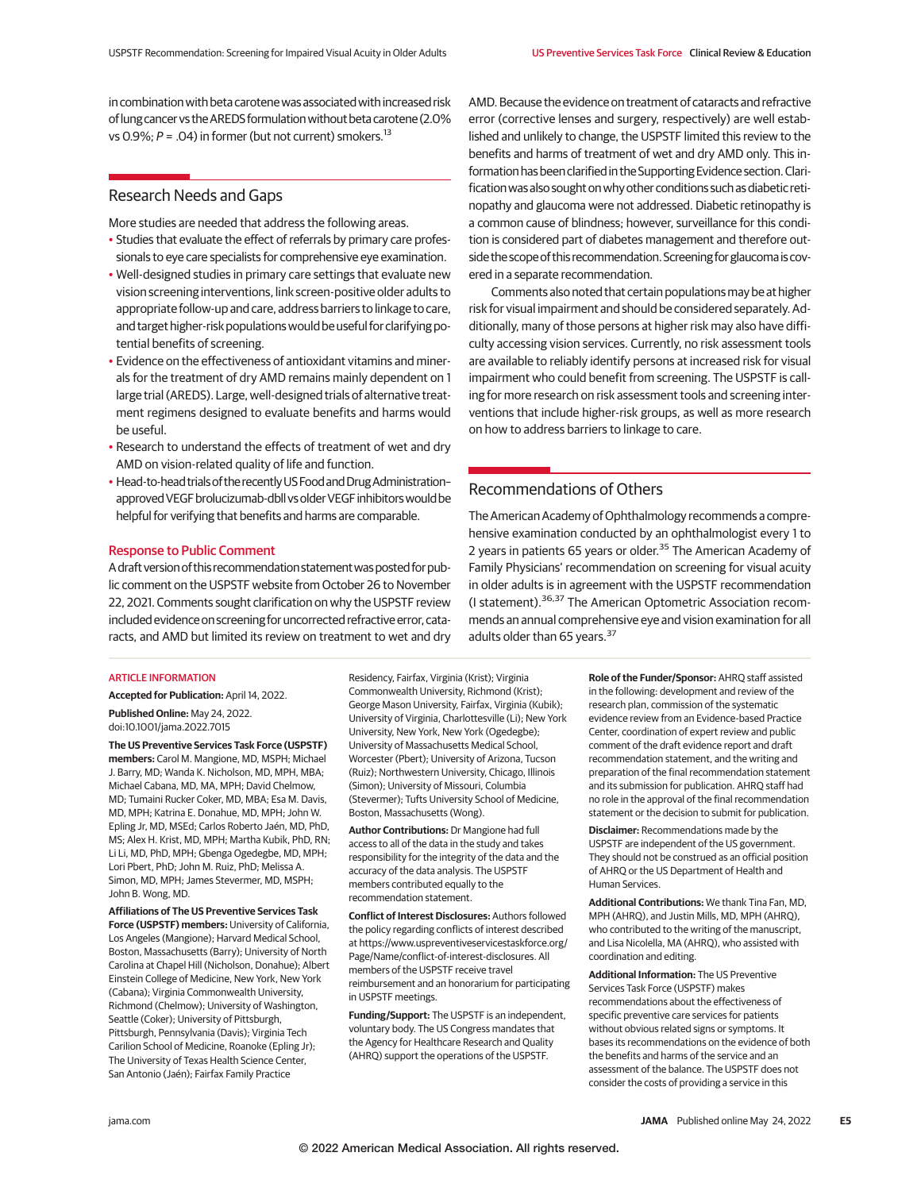in combination with beta carotene was associated with increased risk of lung cancer vs the AREDS formulation without beta carotene (2.0% vs 0.9%; $P$ = .04) in former (but not current) smokers.[13]

## Research Needs and Gaps

More studies are needed that address the following areas.

- Studies that evaluate the effect of referrals by primary care professionals to eye care specialists for comprehensive eye examination.
- Well-designed studies in primary care settings that evaluate new vision screening interventions, link screen-positive older adults to appropriate follow-up and care, address barriers to linkage to care, and target higher-risk populations would be useful for clarifying potential benefits of screening.
- Evidence on the effectiveness of antioxidant vitamins and minerals for the treatment of dry AMD remains mainly dependent on 1 large trial (AREDS). Large, well-designed trials of alternative treatment regimens designed to evaluate benefits and harms would be useful.
- Research to understand the effects of treatment of wet and dry AMD on vision-related quality of life and function.
- Head-to-head trials of the recently US Food and Drug Administration–approved VEGF brolucizumab-dbll vs older VEGF inhibitors would be helpful for verifying that benefits and harms are comparable.

### Response to Public Comment

A draft version of this recommendation statement was posted for public comment on the USPSTF website from October 26 to November 22, 2021. Comments sought clarification on why the USPSTF review included evidence on screening for uncorrected refractive error, cataracts, and AMD but limited its review on treatment to wet and dry AMD. Because the evidence on treatment of cataracts and refractive error (corrective lenses and surgery, respectively) are well established and unlikely to change, the USPSTF limited this review to the benefits and harms of treatment of wet and dry AMD only. This information has been clarified in the Supporting Evidence section. Clarification was also sought on why other conditions such as diabetic retinopathy and glaucoma were not addressed. Diabetic retinopathy is a common cause of blindness; however, surveillance for this condition is considered part of diabetes management and therefore outside the scope of this recommendation. Screening for glaucoma is covered in a separate recommendation.

Comments also noted that certain populations may be at higher risk for visual impairment and should be considered separately. Additionally, many of those persons at higher risk may also have difficulty accessing vision services. Currently, no risk assessment tools are available to reliably identify persons at increased risk for visual impairment who could benefit from screening. The USPSTF is calling for more research on risk assessment tools and screening interventions that include higher-risk groups, as well as more research on how to address barriers to linkage to care.

## Recommendations of Others

The American Academy of Ophthalmology recommends a comprehensive examination conducted by an ophthalmologist every 1 to 2 years in patients 65 years or older.[35] The American Academy of Family Physicians' recommendation on screening for visual acuity in older adults is in agreement with the USPSTF recommendation (I statement).[36,37] The American Optometric Association recommends an annual comprehensive eye and vision examination for all adults older than 65 years.[37]

---

ARTICLE INFORMATION

**Accepted for Publication:** April 14, 2022.

**Published Online:** May 24, 2022. doi:10.1001/jama.2022.7015

**The US Preventive Services Task Force (USPSTF) members:** Carol M. Mangione, MD, MSPH; Michael J. Barry, MD; Wanda K. Nicholson, MD, MPH, MBA; Michael Cabana, MD, MA, MPH; David Chelmow, MD; Tumaini Rucker Coker, MD, MBA; Esa M. Davis, MD, MPH; Katrina E. Donahue, MD, MPH; John W. Epling Jr, MD, MSEd; Carlos Roberto Jaén, MD, PhD, MS; Alex H. Krist, MD, MPH; Martha Kubik, PhD, RN; Li Li, MD, PhD, MPH; Gbenga Ogedegbe, MD, MPH; Lori Pbert, PhD; John M. Ruiz, PhD; Melissa A. Simon, MD, MPH; James Stevermer, MD, MSPH; John B. Wong, MD.

**Affiliations of The US Preventive Services Task Force (USPSTF) members:** University of California, Los Angeles (Mangione); Harvard Medical School, Boston, Massachusetts (Barry); University of North Carolina at Chapel Hill (Nicholson, Donahue); Albert Einstein College of Medicine, New York, New York (Cabana); Virginia Commonwealth University, Richmond (Chelmow); University of Washington, Seattle (Coker); University of Pittsburgh, Pittsburgh, Pennsylvania (Davis); Virginia Tech Carilion School of Medicine, Roanoke (Epling Jr); The University of Texas Health Science Center, San Antonio (Jaén); Fairfax Family Practice Residency, Fairfax, Virginia (Krist); Virginia Commonwealth University, Richmond (Krist); George Mason University, Fairfax, Virginia (Kubik); University of Virginia, Charlottesville (Li); New York University, New York, New York (Ogedegbe); University of Massachusetts Medical School, Worcester (Pbert); University of Arizona, Tucson (Ruiz); Northwestern University, Chicago, Illinois (Simon); University of Missouri, Columbia (Stevermer); Tufts University School of Medicine, Boston, Massachusetts (Wong).

**Author Contributions:** Dr Mangione had full access to all of the data in the study and takes responsibility for the integrity of the data and the accuracy of the data analysis. The USPSTF members contributed equally to the recommendation statement.

**Conflict of Interest Disclosures:** Authors followed the policy regarding conflicts of interest described at https://www.uspreventiveservicestaskforce.org/Page/Name/conflict-of-interest-disclosures. All members of the USPSTF receive travel reimbursement and an honorarium for participating in USPSTF meetings.

**Funding/Support:** The USPSTF is an independent, voluntary body. The US Congress mandates that the Agency for Healthcare Research and Quality (AHRQ) support the operations of the USPSTF.

**Role of the Funder/Sponsor:** AHRQ staff assisted in the following: development and review of the research plan, commission of the systematic evidence review from an Evidence-based Practice Center, coordination of expert review and public comment of the draft evidence report and draft recommendation statement, and the writing and preparation of the final recommendation statement and its submission for publication. AHRQ staff had no role in the approval of the final recommendation statement or the decision to submit for publication.

**Disclaimer:** Recommendations made by the USPSTF are independent of the US government. They should not be construed as an official position of AHRQ or the US Department of Health and Human Services.

**Additional Contributions:** We thank Tina Fan, MD, MPH (AHRQ), and Justin Mills, MD, MPH (AHRQ), who contributed to the writing of the manuscript, and Lisa Nicolella, MA (AHRQ), who assisted with coordination and editing.

**Additional Information:** The US Preventive Services Task Force (USPSTF) makes recommendations about the effectiveness of specific preventive care services for patients without obvious related signs or symptoms. It bases its recommendations on the evidence of both the benefits and harms of the service and an assessment of the balance. The USPSTF does not consider the costs of providing a service in this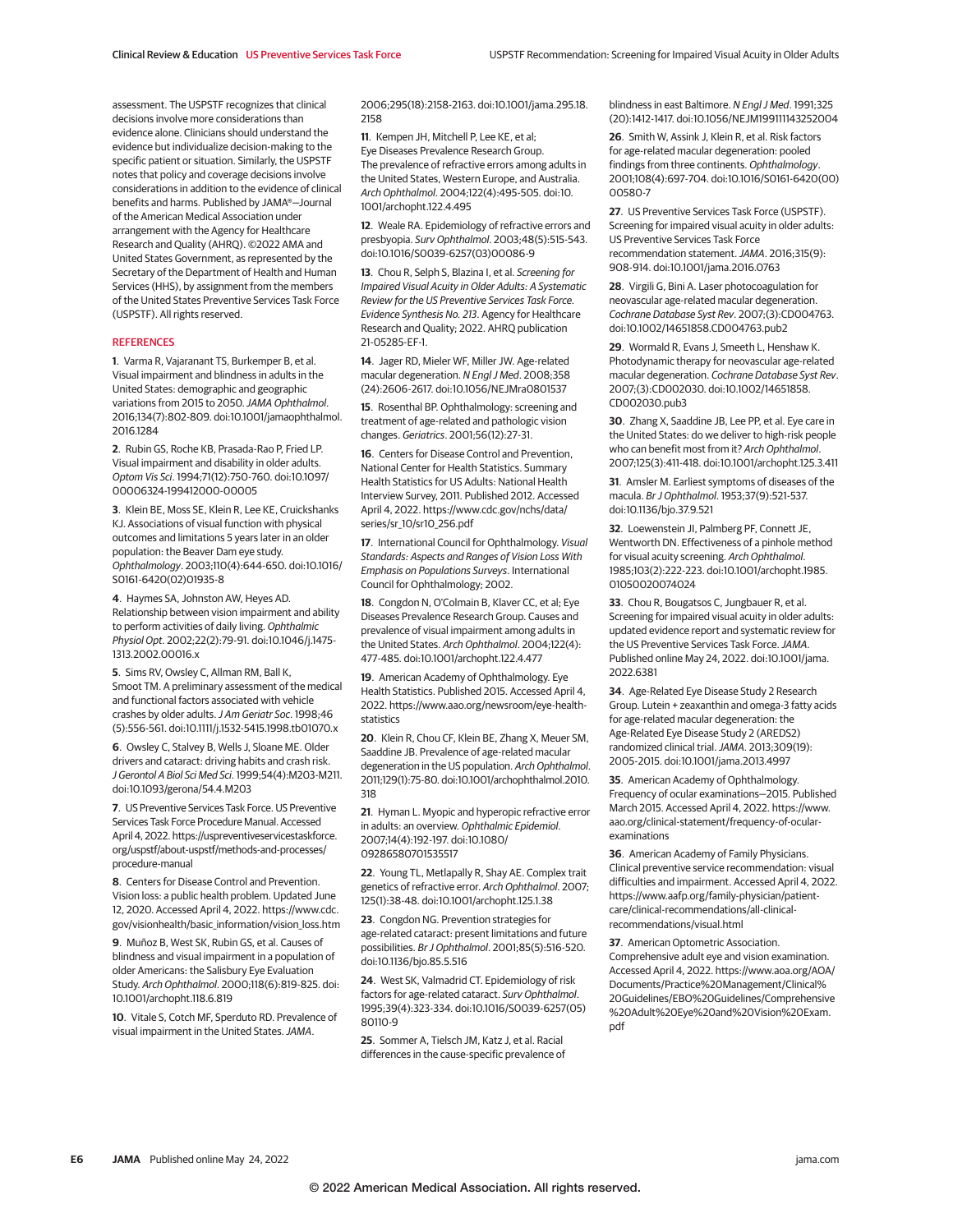assessment. The USPSTF recognizes that clinical decisions involve more considerations than evidence alone. Clinicians should understand the evidence but individualize decision-making to the specific patient or situation. Similarly, the USPSTF notes that policy and coverage decisions involve considerations in addition to the evidence of clinical benefits and harms. Published by JAMA®—Journal of the American Medical Association under arrangement with the Agency for Healthcare Research and Quality (AHRQ). ©2022 AMA and United States Government, as represented by the Secretary of the Department of Health and Human Services (HHS), by assignment from the members of the United States Preventive Services Task Force (USPSTF). All rights reserved.

## REFERENCES

1. Varma R, Vajaranant TS, Burkemper B, et al. Visual impairment and blindness in adults in the United States: demographic and geographic variations from 2015 to 2050. *JAMA Ophthalmol*. 2016;134(7):802-809. doi:10.1001/jamaophthalmol.2016.1284

2. Rubin GS, Roche KB, Prasada-Rao P, Fried LP. Visual impairment and disability in older adults. *Optom Vis Sci*. 1994;71(12):750-760. doi:10.1097/00006324-199412000-00005

3. Klein BE, Moss SE, Klein R, Lee KE, Cruickshanks KJ. Associations of visual function with physical outcomes and limitations 5 years later in an older population: the Beaver Dam eye study. *Ophthalmology*. 2003;110(4):644-650. doi:10.1016/S0161-6420(02)01935-8

4. Haymes SA, Johnston AW, Heyes AD. Relationship between vision impairment and ability to perform activities of daily living. *Ophthalmic Physiol Opt*. 2002;22(2):79-91. doi:10.1046/j.1475-1313.2002.00016.x

5. Sims RV, Owsley C, Allman RM, Ball K, Smoot TM. A preliminary assessment of the medical and functional factors associated with vehicle crashes by older adults. *J Am Geriatr Soc*. 1998;46(5):556-561. doi:10.1111/j.1532-5415.1998.tb01070.x

6. Owsley C, Stalvey B, Wells J, Sloane ME. Older drivers and cataract: driving habits and crash risk. *J Gerontol A Biol Sci Med Sci*. 1999;54(4):M203-M211. doi:10.1093/gerona/54.4.M203

7. US Preventive Services Task Force. US Preventive Services Task Force Procedure Manual. Accessed April 4, 2022. https://uspreventiveservicestaskforce.org/uspstf/about-uspstf/methods-and-processes/procedure-manual

8. Centers for Disease Control and Prevention. Vision loss: a public health problem. Updated June 12, 2020. Accessed April 4, 2022. https://www.cdc.gov/visionhealth/basic_information/vision_loss.htm

9. Muñoz B, West SK, Rubin GS, et al. Causes of blindness and visual impairment in a population of older Americans: the Salisbury Eye Evaluation Study. *Arch Ophthalmol*. 2000;118(6):819-825. doi:10.1001/archopht.118.6.819

10. Vitale S, Cotch MF, Sperduto RD. Prevalence of visual impairment in the United States. *JAMA*. 2006;295(18):2158-2163. doi:10.1001/jama.295.18.2158

11. Kempen JH, Mitchell P, Lee KE, et al; Eye Diseases Prevalence Research Group. The prevalence of refractive errors among adults in the United States, Western Europe, and Australia. *Arch Ophthalmol*. 2004;122(4):495-505. doi:10.1001/archopht.122.4.495

12. Weale RA. Epidemiology of refractive errors and presbyopia. *Surv Ophthalmol*. 2003;48(5):515-543. doi:10.1016/S0039-6257(03)00086-9

13. Chou R, Selph S, Blazina I, et al. *Screening for Impaired Visual Acuity in Older Adults: A Systematic Review for the US Preventive Services Task Force. Evidence Synthesis No. 213*. Agency for Healthcare Research and Quality; 2022. AHRQ publication 21-05285-EF-1.

14. Jager RD, Mieler WF, Miller JW. Age-related macular degeneration. *N Engl J Med*. 2008;358(24):2606-2617. doi:10.1056/NEJMra0801537

15. Rosenthal BP. Ophthalmology: screening and treatment of age-related and pathologic vision changes. *Geriatrics*. 2001;56(12):27-31.

16. Centers for Disease Control and Prevention, National Center for Health Statistics. Summary Health Statistics for US Adults: National Health Interview Survey, 2011. Published 2012. Accessed April 4, 2022. https://www.cdc.gov/nchs/data/series/sr_10/sr10_256.pdf

17. International Council for Ophthalmology. *Visual Standards: Aspects and Ranges of Vision Loss With Emphasis on Populations Surveys*. International Council for Ophthalmology; 2002.

18. Congdon N, O'Colmain B, Klaver CC, et al; Eye Diseases Prevalence Research Group. Causes and prevalence of visual impairment among adults in the United States. *Arch Ophthalmol*. 2004;122(4):477-485. doi:10.1001/archopht.122.4.477

19. American Academy of Ophthalmology. Eye Health Statistics. Published 2015. Accessed April 4, 2022. https://www.aao.org/newsroom/eye-health-statistics

20. Klein R, Chou CF, Klein BE, Zhang X, Meuer SM, Saaddine JB. Prevalence of age-related macular degeneration in the US population. *Arch Ophthalmol*. 2011;129(1):75-80. doi:10.1001/archophthalmol.2010.318

21. Hyman L. Myopic and hyperopic refractive error in adults: an overview. *Ophthalmic Epidemiol*. 2007;14(4):192-197. doi:10.1080/09286580701535517

22. Young TL, Metlapally R, Shay AE. Complex trait genetics of refractive error. *Arch Ophthalmol*. 2007;125(1):38-48. doi:10.1001/archopht.125.1.38

23. Congdon NG. Prevention strategies for age-related cataract: present limitations and future possibilities. *Br J Ophthalmol*. 2001;85(5):516-520. doi:10.1136/bjo.85.5.516

24. West SK, Valmadrid CT. Epidemiology of risk factors for age-related cataract. *Surv Ophthalmol*. 1995;39(4):323-334. doi:10.1016/S0039-6257(05)80110-9

25. Sommer A, Tielsch JM, Katz J, et al. Racial differences in the cause-specific prevalence of blindness in east Baltimore. *N Engl J Med*. 1991;325(20):1412-1417. doi:10.1056/NEJM199111143252004

26. Smith W, Assink J, Klein R, et al. Risk factors for age-related macular degeneration: pooled findings from three continents. *Ophthalmology*. 2001;108(4):697-704. doi:10.1016/S0161-6420(00)00580-7

27. US Preventive Services Task Force (USPSTF). Screening for impaired visual acuity in older adults: US Preventive Services Task Force recommendation statement. *JAMA*. 2016;315(9):908-914. doi:10.1001/jama.2016.0763

28. Virgili G, Bini A. Laser photocoagulation for neovascular age-related macular degeneration. *Cochrane Database Syst Rev*. 2007;(3):CD004763. doi:10.1002/14651858.CD004763.pub2

29. Wormald R, Evans J, Smeeth L, Henshaw K. Photodynamic therapy for neovascular age-related macular degeneration. *Cochrane Database Syst Rev*. 2007;(3):CD002030. doi:10.1002/14651858.CD002030.pub3

30. Zhang X, Saaddine JB, Lee PP, et al. Eye care in the United States: do we deliver to high-risk people who can benefit most from it? *Arch Ophthalmol*. 2007;125(3):411-418. doi:10.1001/archopht.125.3.411

31. Amsler M. Earliest symptoms of diseases of the macula. *Br J Ophthalmol*. 1953;37(9):521-537. doi:10.1136/bjo.37.9.521

32. Loewenstein JI, Palmberg PF, Connett JE, Wentworth DN. Effectiveness of a pinhole method for visual acuity screening. *Arch Ophthalmol*. 1985;103(2):222-223. doi:10.1001/archopht.1985.01050020074024

33. Chou R, Bougatsos C, Jungbauer R, et al. Screening for impaired visual acuity in older adults: updated evidence report and systematic review for the US Preventive Services Task Force. *JAMA*. Published online May 24, 2022. doi:10.1001/jama.2022.6381

34. Age-Related Eye Disease Study 2 Research Group. Lutein + zeaxanthin and omega-3 fatty acids for age-related macular degeneration: the Age-Related Eye Disease Study 2 (AREDS2) randomized clinical trial. *JAMA*. 2013;309(19):2005-2015. doi:10.1001/jama.2013.4997

35. American Academy of Ophthalmology. Frequency of ocular examinations—2015. Published March 2015. Accessed April 4, 2022. https://www.aao.org/clinical-statement/frequency-of-ocular-examinations

36. American Academy of Family Physicians. Clinical preventive service recommendation: visual difficulties and impairment. Accessed April 4, 2022. https://www.aafp.org/family-physician/patient-care/clinical-recommendations/all-clinical-recommendations/visual.html

37. American Optometric Association. Comprehensive adult eye and vision examination. Accessed April 4, 2022. https://www.aoa.org/AOA/Documents/Practice%20Management/Clinical%20Guidelines/EBO%20Guidelines/Comprehensive%20Adult%20Eye%20and%20Vision%20Exam.pdf